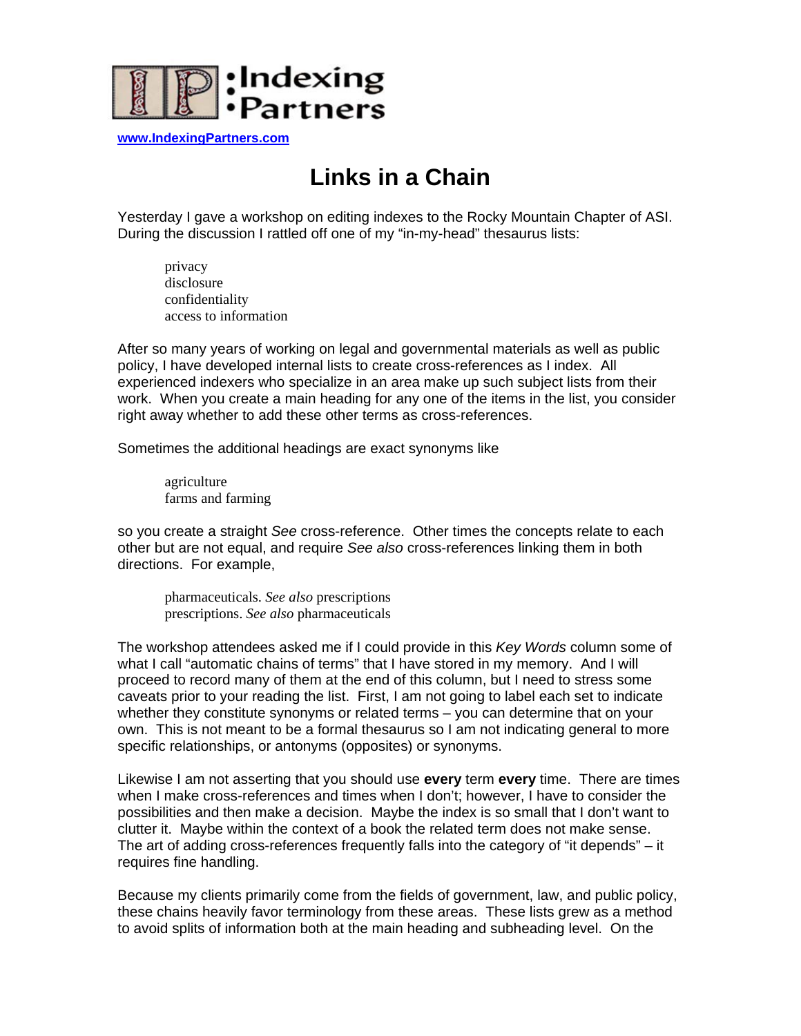**:Indexing •Partners**

[www.IndexingPartners.com](http://www.IndexingPartners.com)

# Links in a Chain

Yesterday I gave a workshop on editing indexes to the Rocky Mountain Chapter of ASI. During the discussion I rattled off one of my "in-my-head" thesaurus lists:

> privacy
> disclosure
> confidentiality
> access to information

After so many years of working on legal and governmental materials as well as public policy, I have developed internal lists to create cross-references as I index. All experienced indexers who specialize in an area make up such subject lists from their work. When you create a main heading for any one of the items in the list, you consider right away whether to add these other terms as cross-references.

Sometimes the additional headings are exact synonyms like

> agriculture
> farms and farming

so you create a straight *See* cross-reference. Other times the concepts relate to each other but are not equal, and require *See also* cross-references linking them in both directions. For example,

> pharmaceuticals. *See also* prescriptions
> prescriptions. *See also* pharmaceuticals

The workshop attendees asked me if I could provide in this *Key Words* column some of what I call "automatic chains of terms" that I have stored in my memory. And I will proceed to record many of them at the end of this column, but I need to stress some caveats prior to your reading the list. First, I am not going to label each set to indicate whether they constitute synonyms or related terms – you can determine that on your own. This is not meant to be a formal thesaurus so I am not indicating general to more specific relationships, or antonyms (opposites) or synonyms.

Likewise I am not asserting that you should use **every** term **every** time. There are times when I make cross-references and times when I don't; however, I have to consider the possibilities and then make a decision. Maybe the index is so small that I don't want to clutter it. Maybe within the context of a book the related term does not make sense. The art of adding cross-references frequently falls into the category of "it depends" – it requires fine handling.

Because my clients primarily come from the fields of government, law, and public policy, these chains heavily favor terminology from these areas. These lists grew as a method to avoid splits of information both at the main heading and subheading level. On the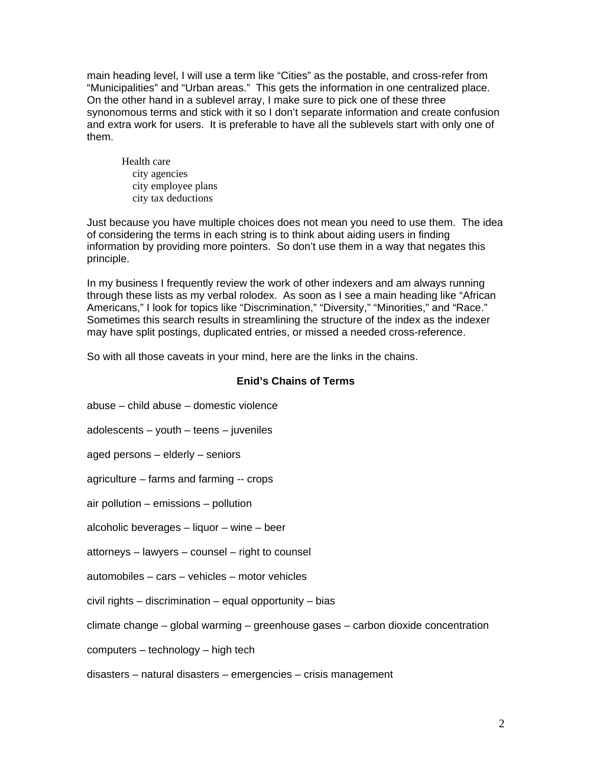main heading level, I will use a term like “Cities” as the postable, and cross-refer from “Municipalities” and “Urban areas.” This gets the information in one centralized place. On the other hand in a sublevel array, I make sure to pick one of these three synonomous terms and stick with it so I don’t separate information and create confusion and extra work for users. It is preferable to have all the sublevels start with only one of them.

```
Health care
   city agencies
   city employee plans
   city tax deductions
```

Just because you have multiple choices does not mean you need to use them. The idea of considering the terms in each string is to think about aiding users in finding information by providing more pointers. So don’t use them in a way that negates this principle.

In my business I frequently review the work of other indexers and am always running through these lists as my verbal rolodex. As soon as I see a main heading like “African Americans,” I look for topics like “Discrimination,” “Diversity,” “Minorities,” and “Race.” Sometimes this search results in streamlining the structure of the index as the indexer may have split postings, duplicated entries, or missed a needed cross-reference.

So with all those caveats in your mind, here are the links in the chains.

**Enid’s Chains of Terms**

abuse – child abuse – domestic violence

adolescents – youth – teens – juveniles

aged persons – elderly – seniors

agriculture – farms and farming -- crops

air pollution – emissions – pollution

alcoholic beverages – liquor – wine – beer

attorneys – lawyers – counsel – right to counsel

automobiles – cars – vehicles – motor vehicles

civil rights – discrimination – equal opportunity – bias

climate change – global warming – greenhouse gases – carbon dioxide concentration

computers – technology – high tech

disasters – natural disasters – emergencies – crisis management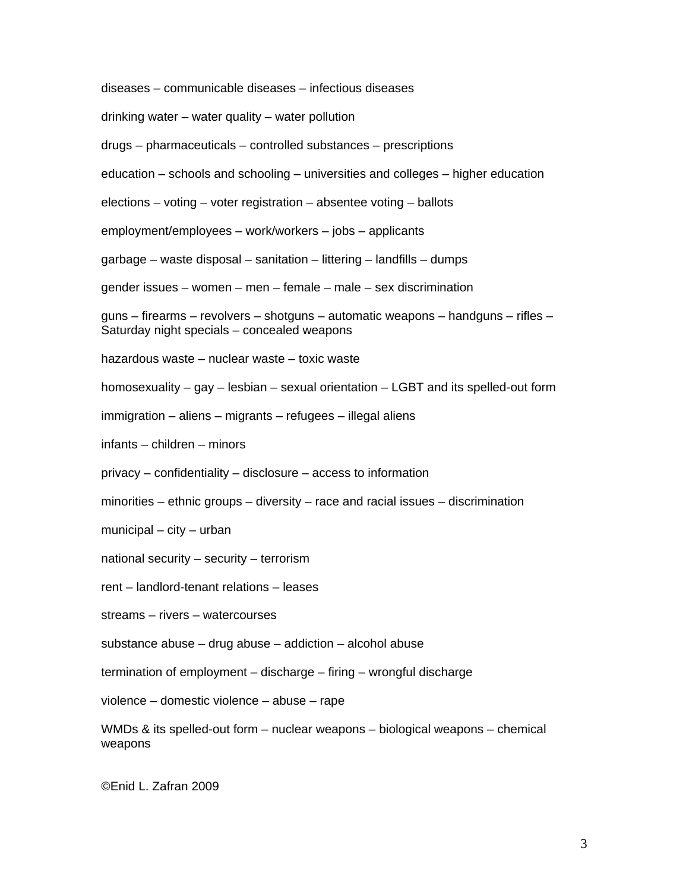diseases – communicable diseases – infectious diseases

drinking water – water quality – water pollution

drugs – pharmaceuticals – controlled substances – prescriptions

education – schools and schooling – universities and colleges – higher education

elections – voting – voter registration – absentee voting – ballots

employment/employees – work/workers – jobs – applicants

garbage – waste disposal – sanitation – littering – landfills – dumps

gender issues – women – men – female – male – sex discrimination

guns – firearms – revolvers – shotguns – automatic weapons – handguns – rifles – Saturday night specials – concealed weapons

hazardous waste – nuclear waste – toxic waste

homosexuality – gay – lesbian – sexual orientation – LGBT and its spelled-out form

immigration – aliens – migrants – refugees – illegal aliens

infants – children – minors

privacy – confidentiality – disclosure – access to information

minorities – ethnic groups – diversity – race and racial issues – discrimination

municipal – city – urban

national security – security – terrorism

rent – landlord-tenant relations – leases

streams – rivers – watercourses

substance abuse – drug abuse – addiction – alcohol abuse

termination of employment – discharge – firing – wrongful discharge

violence – domestic violence – abuse – rape

WMDs & its spelled-out form – nuclear weapons – biological weapons – chemical weapons

©Enid L. Zafran 2009